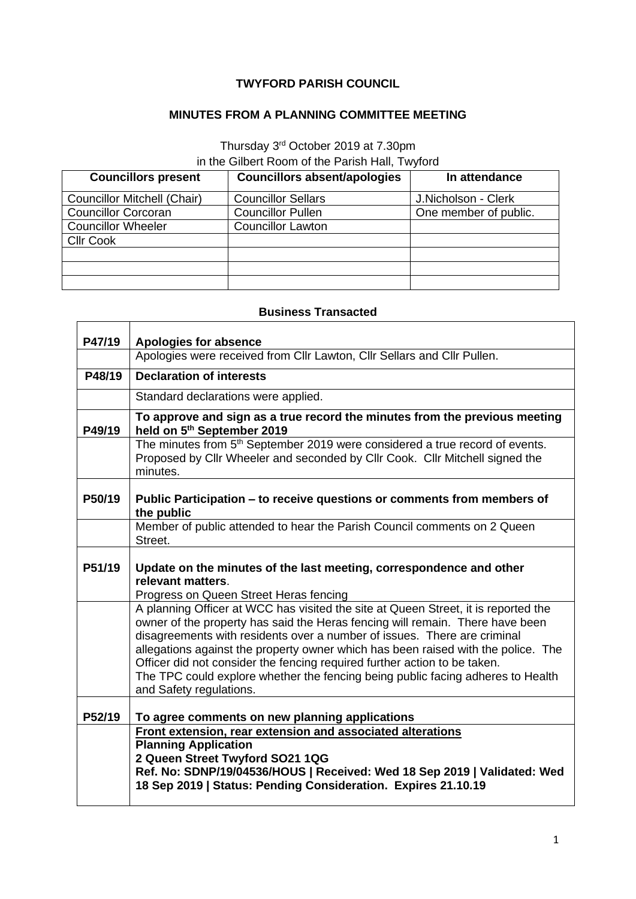**TWYFORD PARISH COUNCIL**

**MINUTES FROM A PLANNING COMMITTEE MEETING**

Thursday 3rd October 2019 at 7.30pm
in the Gilbert Room of the Parish Hall, Twyford

| Councillors present | Councillors absent/apologies | In attendance |
|---|---|---|
| Councillor Mitchell (Chair) | Councillor Sellars | J.Nicholson - Clerk |
| Councillor Corcoran | Councillor Pullen | One member of public. |
| Councillor Wheeler | Councillor Lawton | |
| Cllr Cook | | |
| | | |
| | | |
| | | |

**Business Transacted**

| | |
|---|---|
| **P47/19** | **Apologies for absence** |
| | Apologies were received from Cllr Lawton, Cllr Sellars and Cllr Pullen. |
| **P48/19** | **Declaration of interests** |
| | Standard declarations were applied. |
| **P49/19** | **To approve and sign as a true record the minutes from the previous meeting held on 5th September 2019** |
| | The minutes from 5th September 2019 were considered a true record of events. Proposed by Cllr Wheeler and seconded by Cllr Cook. Cllr Mitchell signed the minutes. |
| **P50/19** | **Public Participation – to receive questions or comments from members of the public** |
| | Member of public attended to hear the Parish Council comments on 2 Queen Street. |
| **P51/19** | **Update on the minutes of the last meeting, correspondence and other relevant matters**.<br>Progress on Queen Street Heras fencing |
| | A planning Officer at WCC has visited the site at Queen Street, it is reported the owner of the property has said the Heras fencing will remain. There have been disagreements with residents over a number of issues. There are criminal allegations against the property owner which has been raised with the police. The Officer did not consider the fencing required further action to be taken.<br>The TPC could explore whether the fencing being public facing adheres to Health and Safety regulations. |
| **P52/19** | **To agree comments on new planning applications** |
| | **Front extension, rear extension and associated alterations**<br>**Planning Application**<br>**2 Queen Street Twyford SO21 1QG**<br>**Ref. No: SDNP/19/04536/HOUS \| Received: Wed 18 Sep 2019 \| Validated: Wed 18 Sep 2019 \| Status: Pending Consideration. Expires 21.10.19** |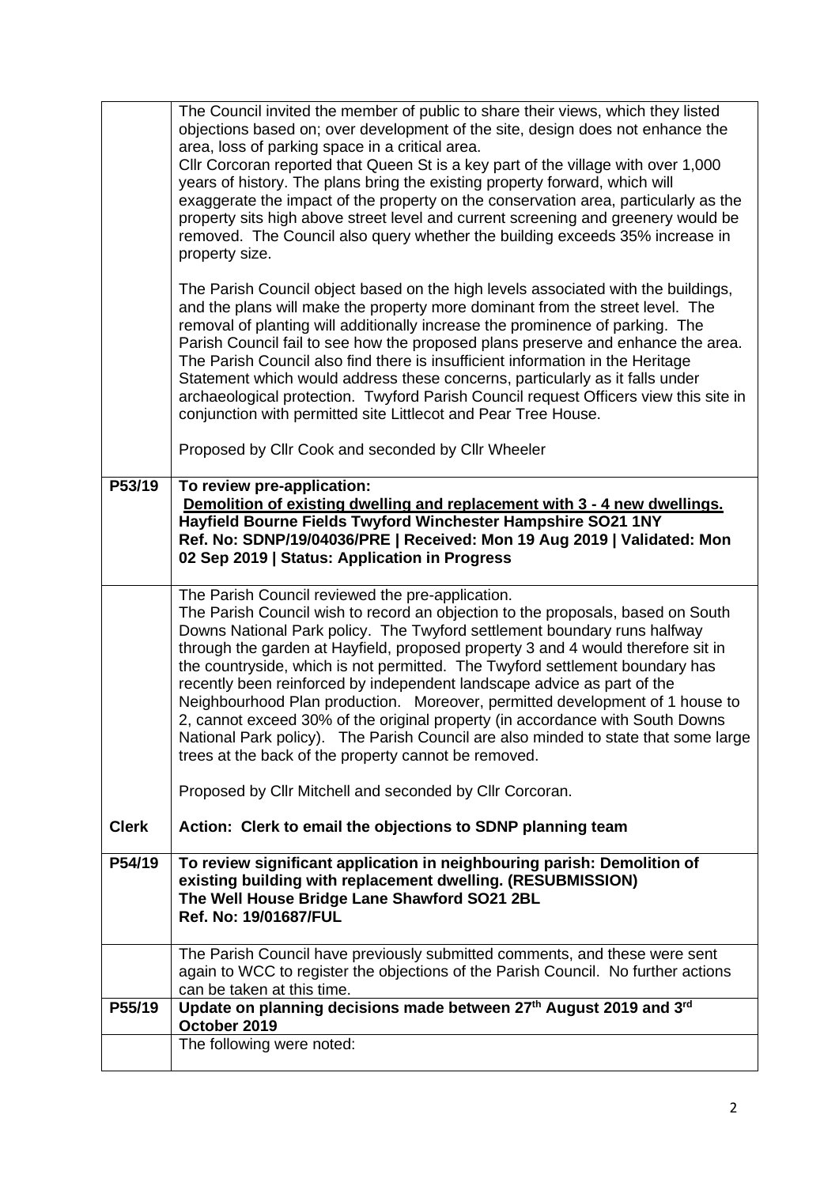|  |  |
|---|---|
|  | The Council invited the member of public to share their views, which they listed objections based on; over development of the site, design does not enhance the area, loss of parking space in a critical area.<br>Cllr Corcoran reported that Queen St is a key part of the village with over 1,000 years of history. The plans bring the existing property forward, which will exaggerate the impact of the property on the conservation area, particularly as the property sits high above street level and current screening and greenery would be removed. The Council also query whether the building exceeds 35% increase in property size.<br><br>The Parish Council object based on the high levels associated with the buildings, and the plans will make the property more dominant from the street level. The removal of planting will additionally increase the prominence of parking. The Parish Council fail to see how the proposed plans preserve and enhance the area. The Parish Council also find there is insufficient information in the Heritage Statement which would address these concerns, particularly as it falls under archaeological protection. Twyford Parish Council request Officers view this site in conjunction with permitted site Littlecot and Pear Tree House.<br><br>Proposed by Cllr Cook and seconded by Cllr Wheeler |
| **P53/19** | **To review pre-application:**<br>**Demolition of existing dwelling and replacement with 3 - 4 new dwellings.**<br>**Hayfield Bourne Fields Twyford Winchester Hampshire SO21 1NY**<br>**Ref. No: SDNP/19/04036/PRE \| Received: Mon 19 Aug 2019 \| Validated: Mon 02 Sep 2019 \| Status: Application in Progress** |
|  | The Parish Council reviewed the pre-application.<br>The Parish Council wish to record an objection to the proposals, based on South Downs National Park policy. The Twyford settlement boundary runs halfway through the garden at Hayfield, proposed property 3 and 4 would therefore sit in the countryside, which is not permitted. The Twyford settlement boundary has recently been reinforced by independent landscape advice as part of the Neighbourhood Plan production. Moreover, permitted development of 1 house to 2, cannot exceed 30% of the original property (in accordance with South Downs National Park policy). The Parish Council are also minded to state that some large trees at the back of the property cannot be removed.<br><br>Proposed by Cllr Mitchell and seconded by Cllr Corcoran. |
| **Clerk** | **Action: Clerk to email the objections to SDNP planning team** |
| **P54/19** | **To review significant application in neighbouring parish: Demolition of existing building with replacement dwelling. (RESUBMISSION)**<br>**The Well House Bridge Lane Shawford SO21 2BL**<br>**Ref. No: 19/01687/FUL** |
|  | The Parish Council have previously submitted comments, and these were sent again to WCC to register the objections of the Parish Council. No further actions can be taken at this time. |
| **P55/19** | **Update on planning decisions made between 27th August 2019 and 3rd October 2019** |
|  | The following were noted: |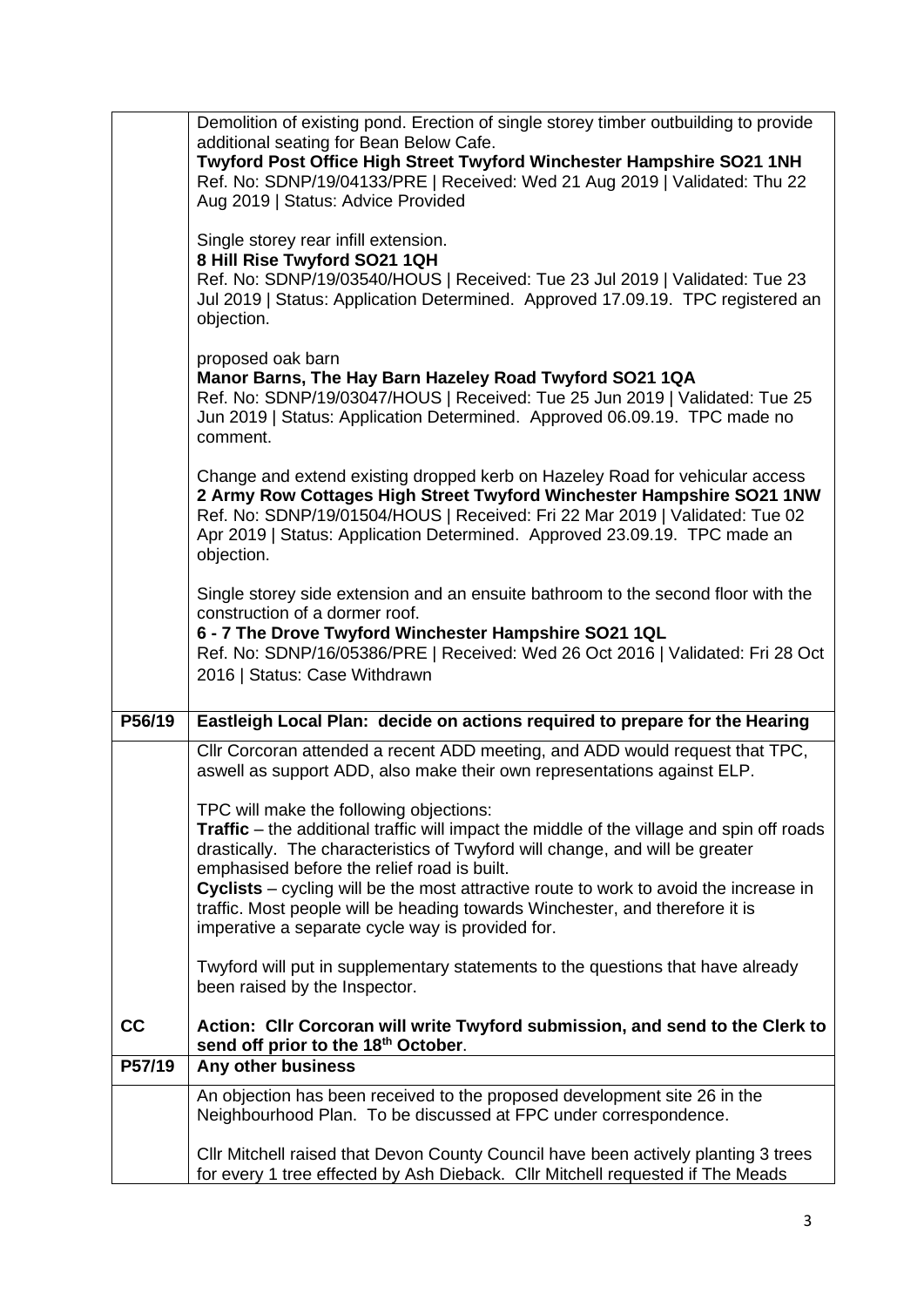| | |
|---|---|
| | Demolition of existing pond. Erection of single storey timber outbuilding to provide additional seating for Bean Below Cafe.<br>**Twyford Post Office High Street Twyford Winchester Hampshire SO21 1NH**<br>Ref. No: SDNP/19/04133/PRE \| Received: Wed 21 Aug 2019 \| Validated: Thu 22 Aug 2019 \| Status: Advice Provided<br><br>Single storey rear infill extension.<br>**8 Hill Rise Twyford SO21 1QH**<br>Ref. No: SDNP/19/03540/HOUS \| Received: Tue 23 Jul 2019 \| Validated: Tue 23 Jul 2019 \| Status: Application Determined. Approved 17.09.19. TPC registered an objection.<br><br>proposed oak barn<br>**Manor Barns, The Hay Barn Hazeley Road Twyford SO21 1QA**<br>Ref. No: SDNP/19/03047/HOUS \| Received: Tue 25 Jun 2019 \| Validated: Tue 25 Jun 2019 \| Status: Application Determined. Approved 06.09.19. TPC made no comment.<br><br>Change and extend existing dropped kerb on Hazeley Road for vehicular access<br>**2 Army Row Cottages High Street Twyford Winchester Hampshire SO21 1NW**<br>Ref. No: SDNP/19/01504/HOUS \| Received: Fri 22 Mar 2019 \| Validated: Tue 02 Apr 2019 \| Status: Application Determined. Approved 23.09.19. TPC made an objection.<br><br>Single storey side extension and an ensuite bathroom to the second floor with the construction of a dormer roof.<br>**6 - 7 The Drove Twyford Winchester Hampshire SO21 1QL**<br>Ref. No: SDNP/16/05386/PRE \| Received: Wed 26 Oct 2016 \| Validated: Fri 28 Oct 2016 \| Status: Case Withdrawn |
| **P56/19** | **Eastleigh Local Plan: decide on actions required to prepare for the Hearing** |
| | Cllr Corcoran attended a recent ADD meeting, and ADD would request that TPC, aswell as support ADD, also make their own representations against ELP.<br><br>TPC will make the following objections:<br>**Traffic** – the additional traffic will impact the middle of the village and spin off roads drastically. The characteristics of Twyford will change, and will be greater emphasised before the relief road is built.<br>**Cyclists** – cycling will be the most attractive route to work to avoid the increase in traffic. Most people will be heading towards Winchester, and therefore it is imperative a separate cycle way is provided for.<br><br>Twyford will put in supplementary statements to the questions that have already been raised by the Inspector. |
| **CC** | **Action: Cllr Corcoran will write Twyford submission, and send to the Clerk to send off prior to the 18th October**. |
| **P57/19** | **Any other business** |
| | An objection has been received to the proposed development site 26 in the Neighbourhood Plan. To be discussed at FPC under correspondence.<br><br>Cllr Mitchell raised that Devon County Council have been actively planting 3 trees for every 1 tree effected by Ash Dieback. Cllr Mitchell requested if The Meads |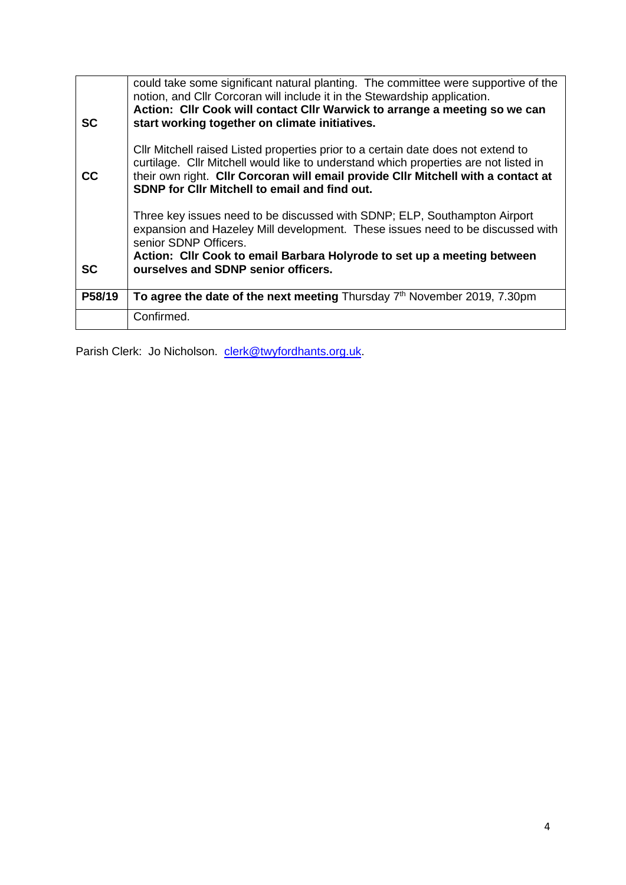| | |
|---|---|
| SC | could take some significant natural planting. The committee were supportive of the notion, and Cllr Corcoran will include it in the Stewardship application. **Action: Cllr Cook will contact Cllr Warwick to arrange a meeting so we can start working together on climate initiatives.** |
| CC | Cllr Mitchell raised Listed properties prior to a certain date does not extend to curtilage. Cllr Mitchell would like to understand which properties are not listed in their own right. **Cllr Corcoran will email provide Cllr Mitchell with a contact at SDNP for Cllr Mitchell to email and find out.** |
| SC | Three key issues need to be discussed with SDNP; ELP, Southampton Airport expansion and Hazeley Mill development. These issues need to be discussed with senior SDNP Officers. **Action: Cllr Cook to email Barbara Holyrode to set up a meeting between ourselves and SDNP senior officers.** |
| **P58/19** | **To agree the date of the next meeting** Thursday 7th November 2019, 7.30pm |
| | Confirmed. |

Parish Clerk: Jo Nicholson. clerk@twyfordhants.org.uk.